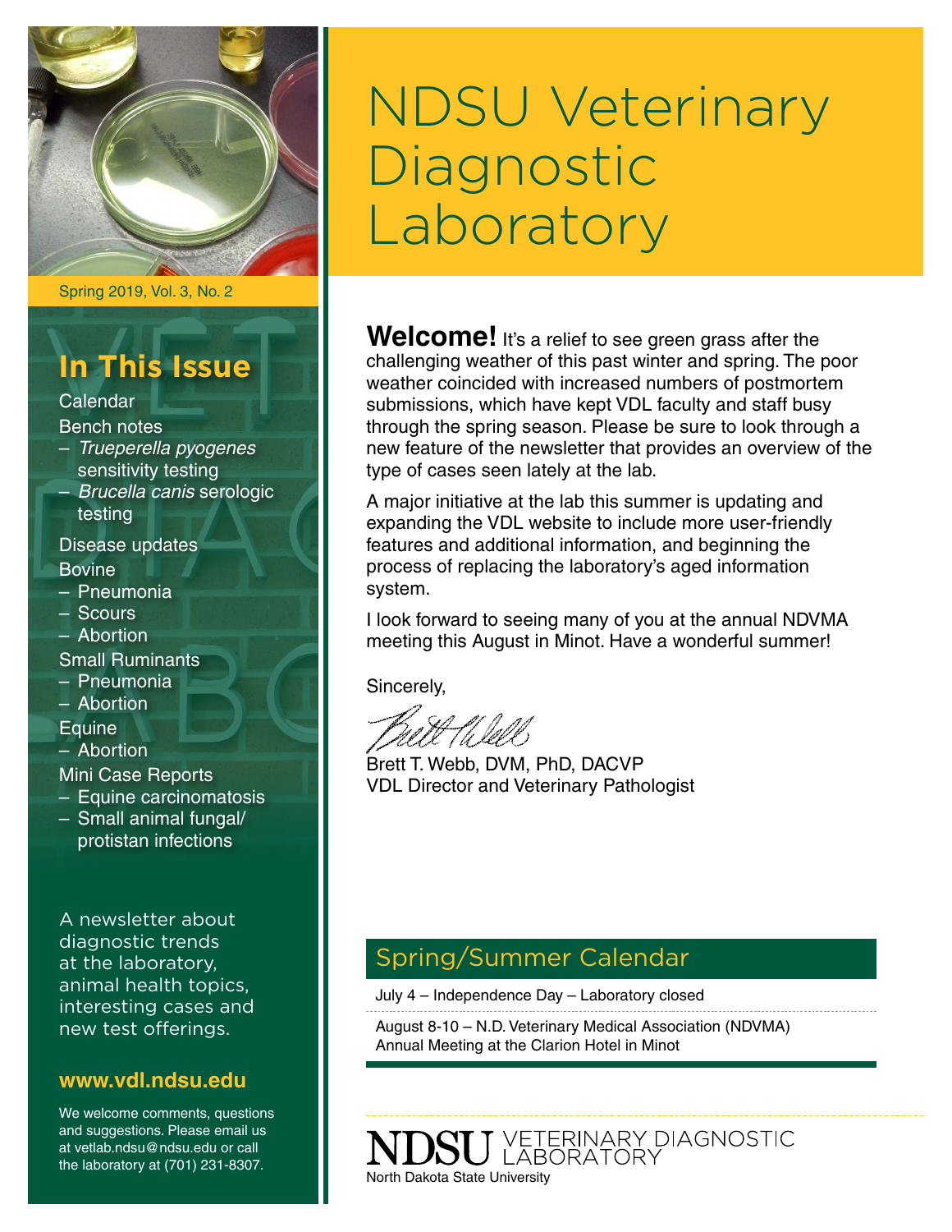# NDSU Veterinary Diagnostic Laboratory

Spring 2019, Vol. 3, No. 2

## In This Issue

Calendar

Bench notes
- *Trueperella pyogenes* sensitivity testing
- *Brucella canis* serologic testing

Disease updates

Bovine
- Pneumonia
- Scours
- Abortion

Small Ruminants
- Pneumonia
- Abortion

Equine
- Abortion

Mini Case Reports
- Equine carcinomatosis
- Small animal fungal/ protistan infections

A newsletter about diagnostic trends at the laboratory, animal health topics, interesting cases and new test offerings.

**www.vdl.ndsu.edu**

We welcome comments, questions and suggestions. Please email us at vetlab.ndsu@ndsu.edu or call the laboratory at (701) 231-8307.

**Welcome!** It's a relief to see green grass after the challenging weather of this past winter and spring. The poor weather coincided with increased numbers of postmortem submissions, which have kept VDL faculty and staff busy through the spring season. Please be sure to look through a new feature of the newsletter that provides an overview of the type of cases seen lately at the lab.

A major initiative at the lab this summer is updating and expanding the VDL website to include more user-friendly features and additional information, and beginning the process of replacing the laboratory's aged information system.

I look forward to seeing many of you at the annual NDVMA meeting this August in Minot. Have a wonderful summer!

Sincerely,

Brett T. Webb, DVM, PhD, DACVP
VDL Director and Veterinary Pathologist

## Spring/Summer Calendar

July 4 – Independence Day – Laboratory closed

August 8-10 – N.D. Veterinary Medical Association (NDVMA) Annual Meeting at the Clarion Hotel in Minot

NDSU VETERINARY DIAGNOSTIC LABORATORY
North Dakota State University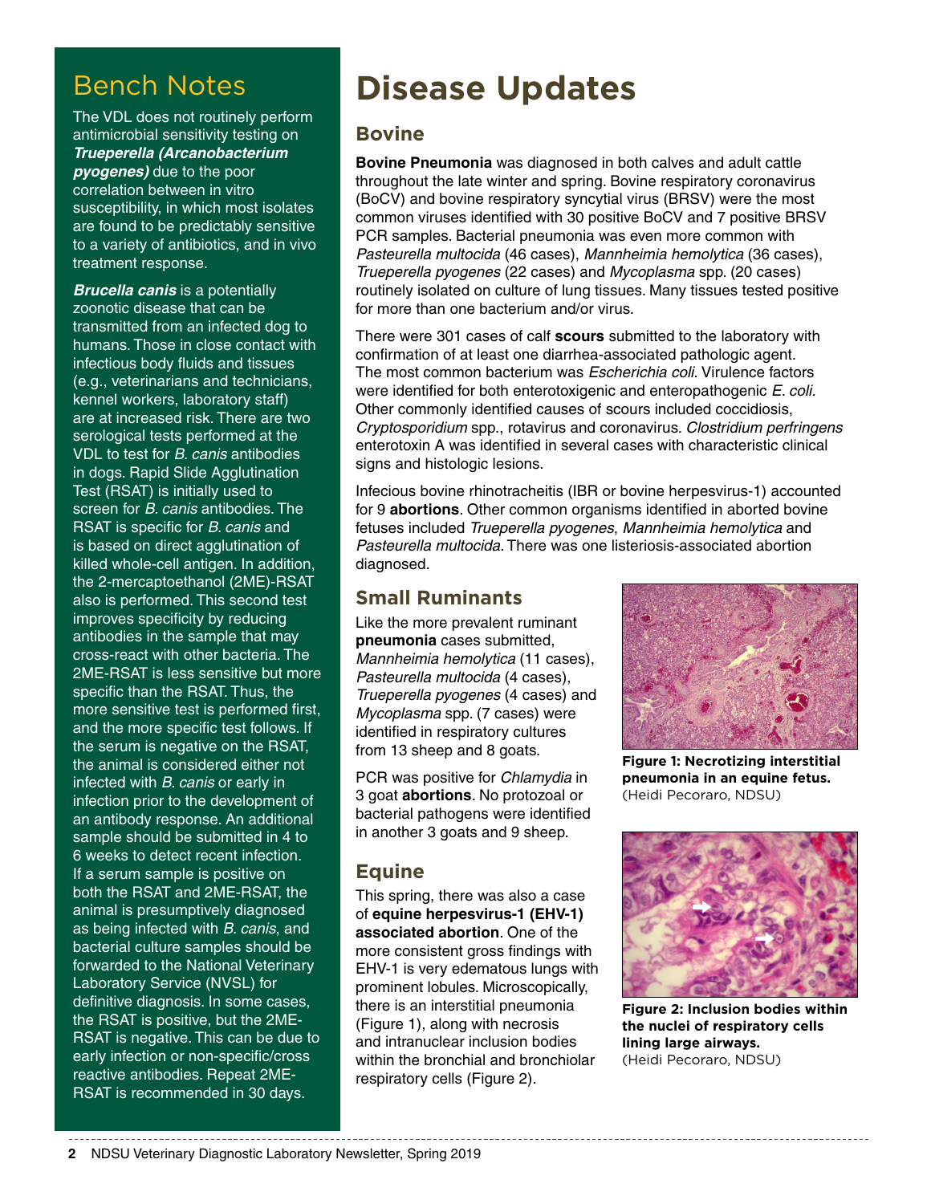## Bench Notes

The VDL does not routinely perform antimicrobial sensitivity testing on ***Trueperella (Arcanobacterium pyogenes)*** due to the poor correlation between in vitro susceptibility, in which most isolates are found to be predictably sensitive to a variety of antibiotics, and in vivo treatment response.

***Brucella canis*** is a potentially zoonotic disease that can be transmitted from an infected dog to humans. Those in close contact with infectious body fluids and tissues (e.g., veterinarians and technicians, kennel workers, laboratory staff) are at increased risk. There are two serological tests performed at the VDL to test for *B. canis* antibodies in dogs. Rapid Slide Agglutination Test (RSAT) is initially used to screen for *B. canis* antibodies. The RSAT is specific for *B. canis* and is based on direct agglutination of killed whole-cell antigen. In addition, the 2-mercaptoethanol (2ME)-RSAT also is performed. This second test improves specificity by reducing antibodies in the sample that may cross-react with other bacteria. The 2ME-RSAT is less sensitive but more specific than the RSAT. Thus, the more sensitive test is performed first, and the more specific test follows. If the serum is negative on the RSAT, the animal is considered either not infected with *B. canis* or early in infection prior to the development of an antibody response. An additional sample should be submitted in 4 to 6 weeks to detect recent infection. If a serum sample is positive on both the RSAT and 2ME-RSAT, the animal is presumptively diagnosed as being infected with *B. canis*, and bacterial culture samples should be forwarded to the National Veterinary Laboratory Service (NVSL) for definitive diagnosis. In some cases, the RSAT is positive, but the 2ME-RSAT is negative. This can be due to early infection or non-specific/cross reactive antibodies. Repeat 2ME-RSAT is recommended in 30 days.

# Disease Updates

## Bovine

**Bovine Pneumonia** was diagnosed in both calves and adult cattle throughout the late winter and spring. Bovine respiratory coronavirus (BoCV) and bovine respiratory syncytial virus (BRSV) were the most common viruses identified with 30 positive BoCV and 7 positive BRSV PCR samples. Bacterial pneumonia was even more common with *Pasteurella multocida* (46 cases), *Mannheimia hemolytica* (36 cases), *Trueperella pyogenes* (22 cases) and *Mycoplasma* spp. (20 cases) routinely isolated on culture of lung tissues. Many tissues tested positive for more than one bacterium and/or virus.

There were 301 cases of calf **scours** submitted to the laboratory with confirmation of at least one diarrhea-associated pathologic agent. The most common bacterium was *Escherichia coli*. Virulence factors were identified for both enterotoxigenic and enteropathogenic *E. coli*. Other commonly identified causes of scours included coccidiosis, *Cryptosporidium* spp., rotavirus and coronavirus. *Clostridium perfringens* enterotoxin A was identified in several cases with characteristic clinical signs and histologic lesions.

Infecious bovine rhinotracheitis (IBR or bovine herpesvirus-1) accounted for 9 **abortions**. Other common organisms identified in aborted bovine fetuses included *Trueperella pyogenes*, *Mannheimia hemolytica* and *Pasteurella multocida*. There was one listeriosis-associated abortion diagnosed.

## Small Ruminants

Like the more prevalent ruminant **pneumonia** cases submitted, *Mannheimia hemolytica* (11 cases), *Pasteurella multocida* (4 cases), *Trueperella pyogenes* (4 cases) and *Mycoplasma* spp. (7 cases) were identified in respiratory cultures from 13 sheep and 8 goats.

PCR was positive for *Chlamydia* in 3 goat **abortions**. No protozoal or bacterial pathogens were identified in another 3 goats and 9 sheep.

## Equine

This spring, there was also a case of **equine herpesvirus-1 (EHV-1) associated abortion**. One of the more consistent gross findings with EHV-1 is very edematous lungs with prominent lobules. Microscopically, there is an interstitial pneumonia (Figure 1), along with necrosis and intranuclear inclusion bodies within the bronchial and bronchiolar respiratory cells (Figure 2).

**Figure 1: Necrotizing interstitial pneumonia in an equine fetus.** (Heidi Pecoraro, NDSU)

**Figure 2: Inclusion bodies within the nuclei of respiratory cells lining large airways.** (Heidi Pecoraro, NDSU)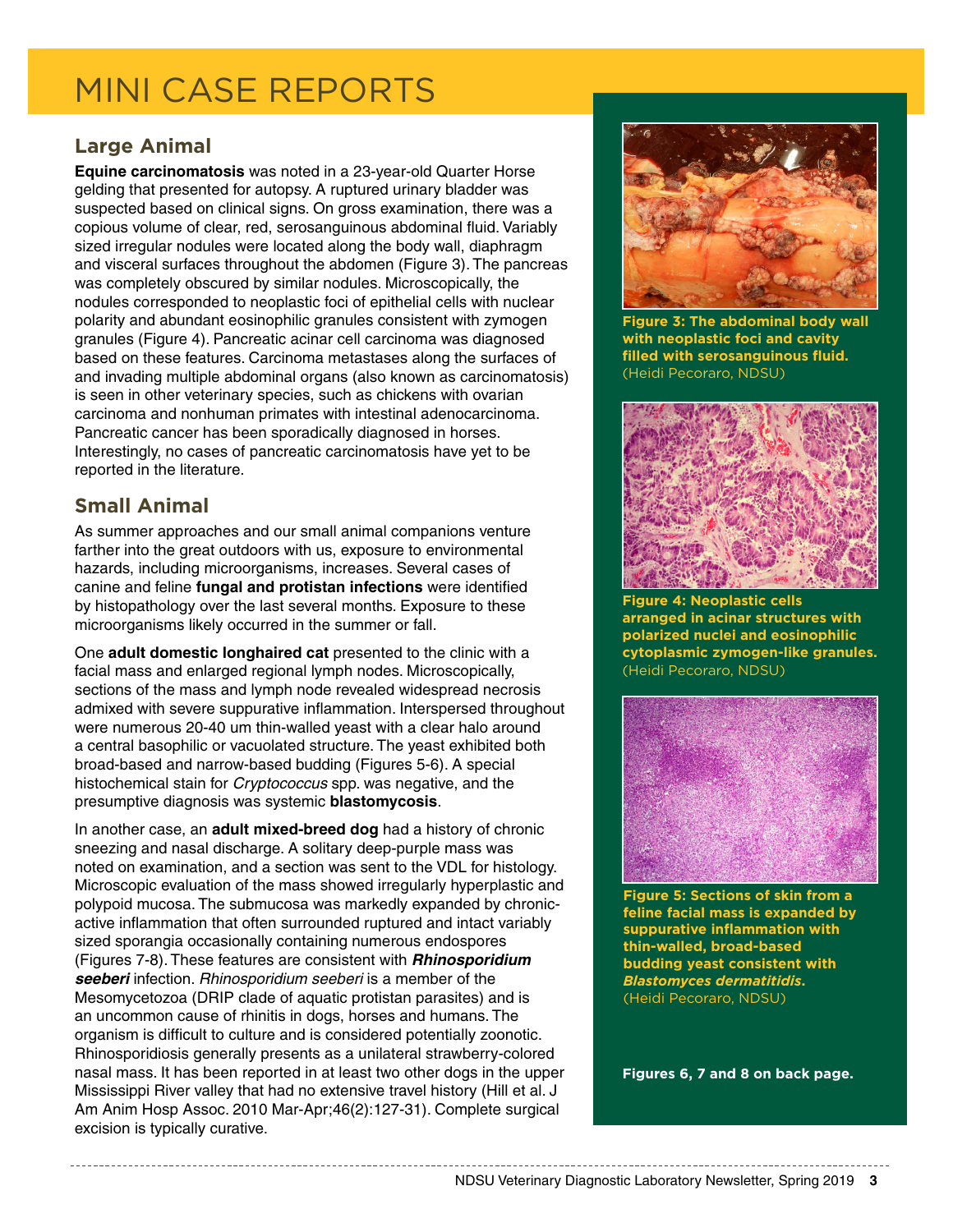# MINI CASE REPORTS

## Large Animal

**Equine carcinomatosis** was noted in a 23-year-old Quarter Horse gelding that presented for autopsy. A ruptured urinary bladder was suspected based on clinical signs. On gross examination, there was a copious volume of clear, red, serosanguinous abdominal fluid. Variably sized irregular nodules were located along the body wall, diaphragm and visceral surfaces throughout the abdomen (Figure 3). The pancreas was completely obscured by similar nodules. Microscopically, the nodules corresponded to neoplastic foci of epithelial cells with nuclear polarity and abundant eosinophilic granules consistent with zymogen granules (Figure 4). Pancreatic acinar cell carcinoma was diagnosed based on these features. Carcinoma metastases along the surfaces of and invading multiple abdominal organs (also known as carcinomatosis) is seen in other veterinary species, such as chickens with ovarian carcinoma and nonhuman primates with intestinal adenocarcinoma. Pancreatic cancer has been sporadically diagnosed in horses. Interestingly, no cases of pancreatic carcinomatosis have yet to be reported in the literature.

## Small Animal

As summer approaches and our small animal companions venture farther into the great outdoors with us, exposure to environmental hazards, including microorganisms, increases. Several cases of canine and feline **fungal and protistan infections** were identified by histopathology over the last several months. Exposure to these microorganisms likely occurred in the summer or fall.

One **adult domestic longhaired cat** presented to the clinic with a facial mass and enlarged regional lymph nodes. Microscopically, sections of the mass and lymph node revealed widespread necrosis admixed with severe suppurative inflammation. Interspersed throughout were numerous 20-40 um thin-walled yeast with a clear halo around a central basophilic or vacuolated structure. The yeast exhibited both broad-based and narrow-based budding (Figures 5-6). A special histochemical stain for *Cryptococcus* spp. was negative, and the presumptive diagnosis was systemic **blastomycosis**.

In another case, an **adult mixed-breed dog** had a history of chronic sneezing and nasal discharge. A solitary deep-purple mass was noted on examination, and a section was sent to the VDL for histology. Microscopic evaluation of the mass showed irregularly hyperplastic and polypoid mucosa. The submucosa was markedly expanded by chronic-active inflammation that often surrounded ruptured and intact variably sized sporangia occasionally containing numerous endospores (Figures 7-8). These features are consistent with ***Rhinosporidium seeberi*** infection. *Rhinosporidium seeberi* is a member of the Mesomycetozoa (DRIP clade of aquatic protistan parasites) and is an uncommon cause of rhinitis in dogs, horses and humans. The organism is difficult to culture and is considered potentially zoonotic. Rhinosporidiosis generally presents as a unilateral strawberry-colored nasal mass. It has been reported in at least two other dogs in the upper Mississippi River valley that had no extensive travel history (Hill et al. J Am Anim Hosp Assoc. 2010 Mar-Apr;46(2):127-31). Complete surgical excision is typically curative.

**Figure 3: The abdominal body wall with neoplastic foci and cavity filled with serosanguinous fluid.** (Heidi Pecoraro, NDSU)

**Figure 4: Neoplastic cells arranged in acinar structures with polarized nuclei and eosinophilic cytoplasmic zymogen-like granules.** (Heidi Pecoraro, NDSU)

**Figure 5: Sections of skin from a feline facial mass is expanded by suppurative inflammation with thin-walled, broad-based budding yeast consistent with *Blastomyces dermatitidis*.** (Heidi Pecoraro, NDSU)

**Figures 6, 7 and 8 on back page.**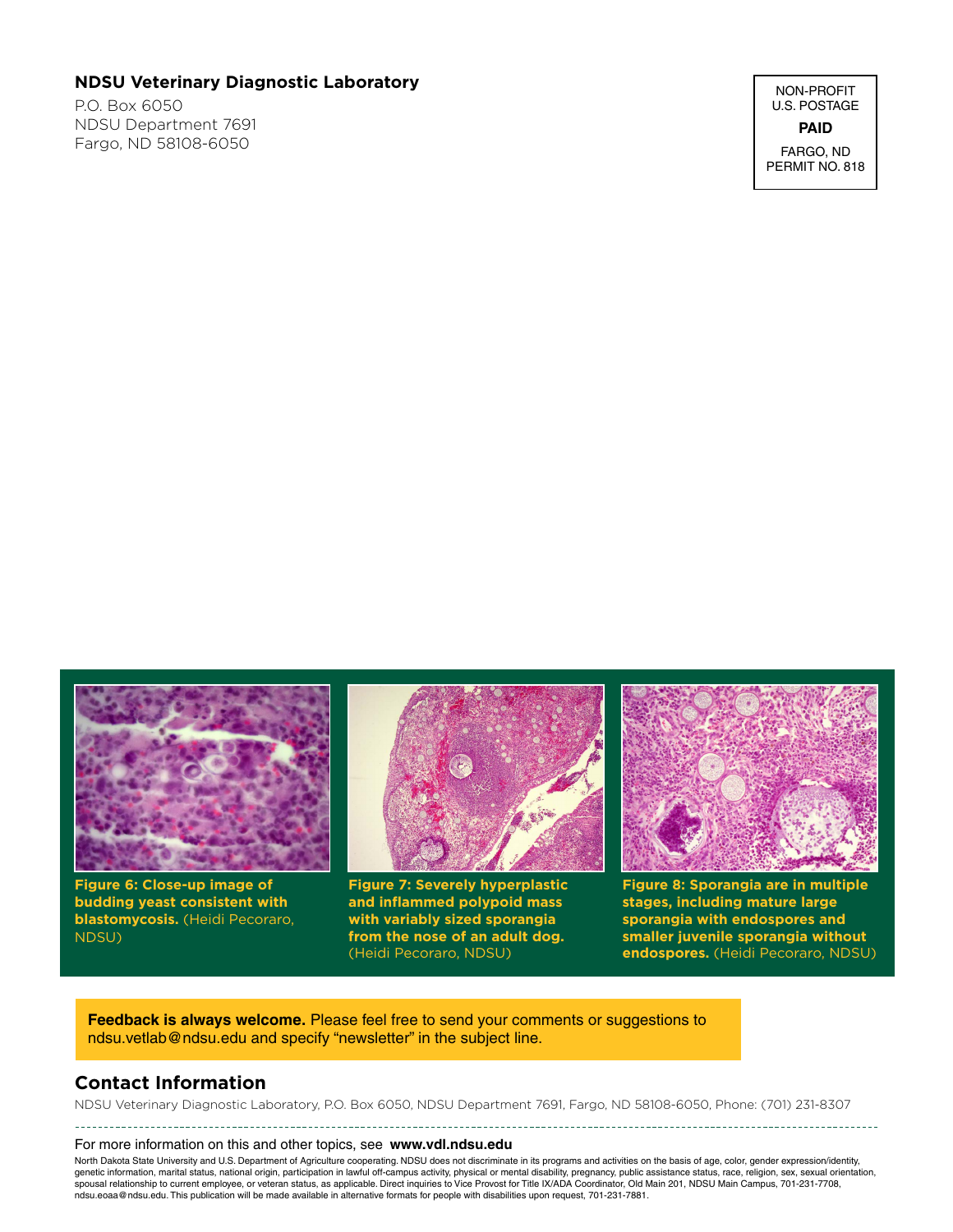**NDSU Veterinary Diagnostic Laboratory**

P.O. Box 6050
NDSU Department 7691
Fargo, ND 58108-6050

NON-PROFIT
U.S. POSTAGE
**PAID**
FARGO, ND
PERMIT NO. 818

**Figure 6: Close-up image of budding yeast consistent with blastomycosis.** (Heidi Pecoraro, NDSU)

**Figure 7: Severely hyperplastic and inflammed polypoid mass with variably sized sporangia from the nose of an adult dog.** (Heidi Pecoraro, NDSU)

**Figure 8: Sporangia are in multiple stages, including mature large sporangia with endospores and smaller juvenile sporangia without endospores.** (Heidi Pecoraro, NDSU)

**Feedback is always welcome.** Please feel free to send your comments or suggestions to ndsu.vetlab@ndsu.edu and specify "newsletter" in the subject line.

## Contact Information

NDSU Veterinary Diagnostic Laboratory, P.O. Box 6050, NDSU Department 7691, Fargo, ND 58108-6050, Phone: (701) 231-8307

For more information on this and other topics, see **www.vdl.ndsu.edu**

North Dakota State University and U.S. Department of Agriculture cooperating. NDSU does not discriminate in its programs and activities on the basis of age, color, gender expression/identity, genetic information, marital status, national origin, participation in lawful off-campus activity, physical or mental disability, pregnancy, public assistance status, race, religion, sex, sexual orientation, spousal relationship to current employee, or veteran status, as applicable. Direct inquiries to Vice Provost for Title IX/ADA Coordinator, Old Main 201, NDSU Main Campus, 701-231-7708, ndsu.eoaa@ndsu.edu. This publication will be made available in alternative formats for people with disabilities upon request, 701-231-7881.